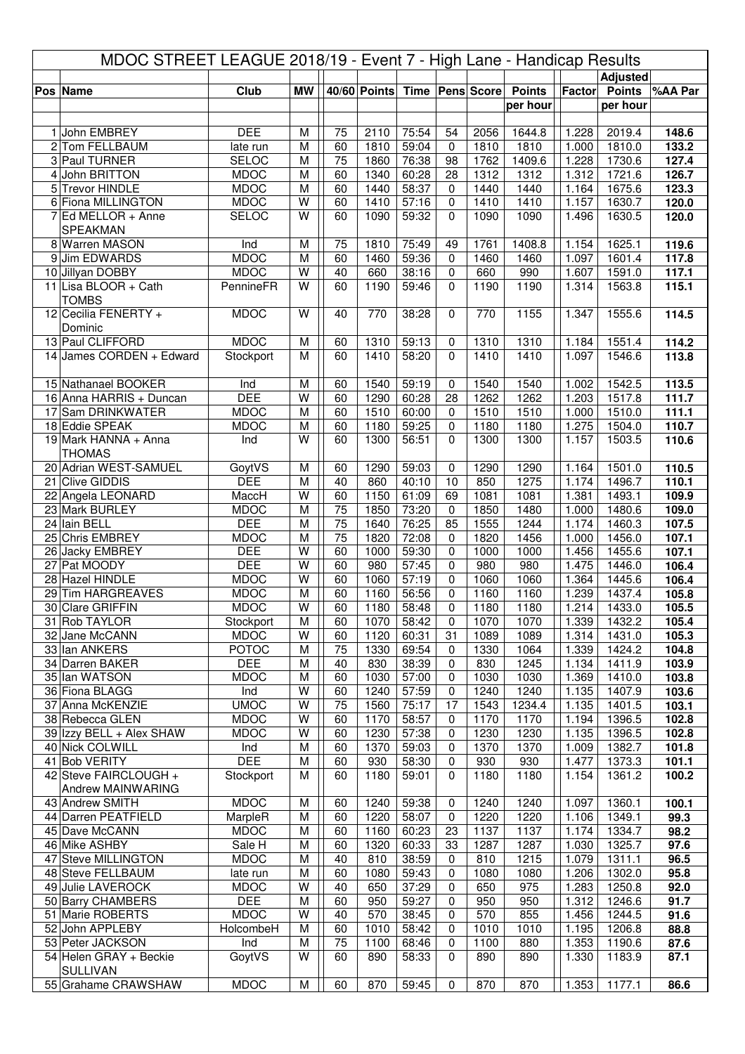# MDOC STREET LEAGUE 2018/19 - Event 7 - High Lane - Handicap Results

| Pos | Name | Club | MW | 40/60 | Points | Time | Pens | Score | Points per hour | Factor | Adjusted Points per hour | %AA Par |
|---|---|---|---|---|---|---|---|---|---|---|---|---|
| 1 | John EMBREY | DEE | M | 75 | 2110 | 75:54 | 54 | 2056 | 1644.8 | 1.228 | 2019.4 | 148.6 |
| 2 | Tom FELLBAUM | late run | M | 60 | 1810 | 59:04 | 0 | 1810 | 1810 | 1.000 | 1810.0 | 133.2 |
| 3 | Paul TURNER | SELOC | M | 75 | 1860 | 76:38 | 98 | 1762 | 1409.6 | 1.228 | 1730.6 | 127.4 |
| 4 | John BRITTON | MDOC | M | 60 | 1340 | 60:28 | 28 | 1312 | 1312 | 1.312 | 1721.6 | 126.7 |
| 5 | Trevor HINDLE | MDOC | M | 60 | 1440 | 58:37 | 0 | 1440 | 1440 | 1.164 | 1675.6 | 123.3 |
| 6 | Fiona MILLINGTON | MDOC | W | 60 | 1410 | 57:16 | 0 | 1410 | 1410 | 1.157 | 1630.7 | 120.0 |
| 7 | Ed MELLOR + Anne SPEAKMAN | SELOC | W | 60 | 1090 | 59:32 | 0 | 1090 | 1090 | 1.496 | 1630.5 | 120.0 |
| 8 | Warren MASON | Ind | M | 75 | 1810 | 75:49 | 49 | 1761 | 1408.8 | 1.154 | 1625.1 | 119.6 |
| 9 | Jim EDWARDS | MDOC | M | 60 | 1460 | 59:36 | 0 | 1460 | 1460 | 1.097 | 1601.4 | 117.8 |
| 10 | Jillyan DOBBY | MDOC | W | 40 | 660 | 38:16 | 0 | 660 | 990 | 1.607 | 1591.0 | 117.1 |
| 11 | Lisa BLOOR + Cath TOMBS | PennineFR | W | 60 | 1190 | 59:46 | 0 | 1190 | 1190 | 1.314 | 1563.8 | 115.1 |
| 12 | Cecilia FENERTY + Dominic | MDOC | W | 40 | 770 | 38:28 | 0 | 770 | 1155 | 1.347 | 1555.6 | 114.5 |
| 13 | Paul CLIFFORD | MDOC | M | 60 | 1310 | 59:13 | 0 | 1310 | 1310 | 1.184 | 1551.4 | 114.2 |
| 14 | James CORDEN + Edward | Stockport | M | 60 | 1410 | 58:20 | 0 | 1410 | 1410 | 1.097 | 1546.6 | 113.8 |
| 15 | Nathanael BOOKER | Ind | M | 60 | 1540 | 59:19 | 0 | 1540 | 1540 | 1.002 | 1542.5 | 113.5 |
| 16 | Anna HARRIS + Duncan | DEE | W | 60 | 1290 | 60:28 | 28 | 1262 | 1262 | 1.203 | 1517.8 | 111.7 |
| 17 | Sam DRINKWATER | MDOC | M | 60 | 1510 | 60:00 | 0 | 1510 | 1510 | 1.000 | 1510.0 | 111.1 |
| 18 | Eddie SPEAK | MDOC | M | 60 | 1180 | 59:25 | 0 | 1180 | 1180 | 1.275 | 1504.0 | 110.7 |
| 19 | Mark HANNA + Anna THOMAS | Ind | W | 60 | 1300 | 56:51 | 0 | 1300 | 1300 | 1.157 | 1503.5 | 110.6 |
| 20 | Adrian WEST-SAMUEL | GoytVS | M | 60 | 1290 | 59:03 | 0 | 1290 | 1290 | 1.164 | 1501.0 | 110.5 |
| 21 | Clive GIDDIS | DEE | M | 40 | 860 | 40:10 | 10 | 850 | 1275 | 1.174 | 1496.7 | 110.1 |
| 22 | Angela LEONARD | MaccH | W | 60 | 1150 | 61:09 | 69 | 1081 | 1081 | 1.381 | 1493.1 | 109.9 |
| 23 | Mark BURLEY | MDOC | M | 75 | 1850 | 73:20 | 0 | 1850 | 1480 | 1.000 | 1480.6 | 109.0 |
| 24 | Iain BELL | DEE | M | 75 | 1640 | 76:25 | 85 | 1555 | 1244 | 1.174 | 1460.3 | 107.5 |
| 25 | Chris EMBREY | MDOC | M | 75 | 1820 | 72:08 | 0 | 1820 | 1456 | 1.000 | 1456.0 | 107.1 |
| 26 | Jacky EMBREY | DEE | W | 60 | 1000 | 59:30 | 0 | 1000 | 1000 | 1.456 | 1455.6 | 107.1 |
| 27 | Pat MOODY | DEE | W | 60 | 980 | 57:45 | 0 | 980 | 980 | 1.475 | 1446.0 | 106.4 |
| 28 | Hazel HINDLE | MDOC | W | 60 | 1060 | 57:19 | 0 | 1060 | 1060 | 1.364 | 1445.6 | 106.4 |
| 29 | Tim HARGREAVES | MDOC | M | 60 | 1160 | 56:56 | 0 | 1160 | 1160 | 1.239 | 1437.4 | 105.8 |
| 30 | Clare GRIFFIN | MDOC | W | 60 | 1180 | 58:48 | 0 | 1180 | 1180 | 1.214 | 1433.0 | 105.5 |
| 31 | Rob TAYLOR | Stockport | M | 60 | 1070 | 58:42 | 0 | 1070 | 1070 | 1.339 | 1432.2 | 105.4 |
| 32 | Jane McCANN | MDOC | W | 60 | 1120 | 60:31 | 31 | 1089 | 1089 | 1.314 | 1431.0 | 105.3 |
| 33 | Ian ANKERS | POTOC | M | 75 | 1330 | 69:54 | 0 | 1330 | 1064 | 1.339 | 1424.2 | 104.8 |
| 34 | Darren BAKER | DEE | M | 40 | 830 | 38:39 | 0 | 830 | 1245 | 1.134 | 1411.9 | 103.9 |
| 35 | Ian WATSON | MDOC | M | 60 | 1030 | 57:00 | 0 | 1030 | 1030 | 1.369 | 1410.0 | 103.8 |
| 36 | Fiona BLAGG | Ind | W | 60 | 1240 | 57:59 | 0 | 1240 | 1240 | 1.135 | 1407.9 | 103.6 |
| 37 | Anna McKENZIE | UMOC | W | 75 | 1560 | 75:17 | 17 | 1543 | 1234.4 | 1.135 | 1401.5 | 103.1 |
| 38 | Rebecca GLEN | MDOC | W | 60 | 1170 | 58:57 | 0 | 1170 | 1170 | 1.194 | 1396.5 | 102.8 |
| 39 | Izzy BELL + Alex SHAW | MDOC | W | 60 | 1230 | 57:38 | 0 | 1230 | 1230 | 1.135 | 1396.5 | 102.8 |
| 40 | Nick COLWILL | Ind | M | 60 | 1370 | 59:03 | 0 | 1370 | 1370 | 1.009 | 1382.7 | 101.8 |
| 41 | Bob VERITY | DEE | M | 60 | 930 | 58:30 | 0 | 930 | 930 | 1.477 | 1373.3 | 101.1 |
| 42 | Steve FAIRCLOUGH + Andrew MAINWARING | Stockport | M | 60 | 1180 | 59:01 | 0 | 1180 | 1180 | 1.154 | 1361.2 | 100.2 |
| 43 | Andrew SMITH | MDOC | M | 60 | 1240 | 59:38 | 0 | 1240 | 1240 | 1.097 | 1360.1 | 100.1 |
| 44 | Darren PEATFIELD | MarpleR | M | 60 | 1220 | 58:07 | 0 | 1220 | 1220 | 1.106 | 1349.1 | 99.3 |
| 45 | Dave McCANN | MDOC | M | 60 | 1160 | 60:23 | 23 | 1137 | 1137 | 1.174 | 1334.7 | 98.2 |
| 46 | Mike ASHBY | Sale H | M | 60 | 1320 | 60:33 | 33 | 1287 | 1287 | 1.030 | 1325.7 | 97.6 |
| 47 | Steve MILLINGTON | MDOC | M | 40 | 810 | 38:59 | 0 | 810 | 1215 | 1.079 | 1311.1 | 96.5 |
| 48 | Steve FELLBAUM | late run | M | 60 | 1080 | 59:43 | 0 | 1080 | 1080 | 1.206 | 1302.0 | 95.8 |
| 49 | Julie LAVEROCK | MDOC | W | 40 | 650 | 37:29 | 0 | 650 | 975 | 1.283 | 1250.8 | 92.0 |
| 50 | Barry CHAMBERS | DEE | M | 60 | 950 | 59:27 | 0 | 950 | 950 | 1.312 | 1246.6 | 91.7 |
| 51 | Marie ROBERTS | MDOC | W | 40 | 570 | 38:45 | 0 | 570 | 855 | 1.456 | 1244.5 | 91.6 |
| 52 | John APPLEBY | HolcombeH | M | 60 | 1010 | 58:42 | 0 | 1010 | 1010 | 1.195 | 1206.8 | 88.8 |
| 53 | Peter JACKSON | Ind | M | 75 | 1100 | 68:46 | 0 | 1100 | 880 | 1.353 | 1190.6 | 87.6 |
| 54 | Helen GRAY + Beckie SULLIVAN | GoytVS | W | 60 | 890 | 58:33 | 0 | 890 | 890 | 1.330 | 1183.9 | 87.1 |
| 55 | Grahame CRAWSHAW | MDOC | M | 60 | 870 | 59:45 | 0 | 870 | 870 | 1.353 | 1177.1 | 86.6 |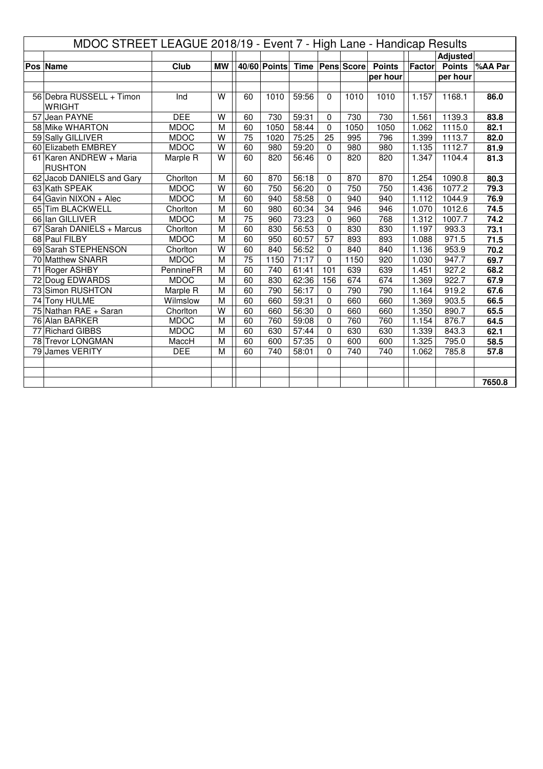# MDOC STREET LEAGUE 2018/19 - Event 7 - High Lane - Handicap Results

| Pos | Name | Club | MW | 40/60 | Points | Time | Pens | Score | Points per hour | Factor | Adjusted Points per hour | %AA Par |
|---|---|---|---|---|---|---|---|---|---|---|---|---|
| 56 | Debra RUSSELL + Timon WRIGHT | Ind | W | 60 | 1010 | 59:56 | 0 | 1010 | 1010 | 1.157 | 1168.1 | **86.0** |
| 57 | Jean PAYNE | DEE | W | 60 | 730 | 59:31 | 0 | 730 | 730 | 1.561 | 1139.3 | **83.8** |
| 58 | Mike WHARTON | MDOC | M | 60 | 1050 | 58:44 | 0 | 1050 | 1050 | 1.062 | 1115.0 | **82.1** |
| 59 | Sally GILLIVER | MDOC | W | 75 | 1020 | 75:25 | 25 | 995 | 796 | 1.399 | 1113.7 | **82.0** |
| 60 | Elizabeth EMBREY | MDOC | W | 60 | 980 | 59:20 | 0 | 980 | 980 | 1.135 | 1112.7 | **81.9** |
| 61 | Karen ANDREW + Maria RUSHTON | Marple R | W | 60 | 820 | 56:46 | 0 | 820 | 820 | 1.347 | 1104.4 | **81.3** |
| 62 | Jacob DANIELS and Gary | Chorlton | M | 60 | 870 | 56:18 | 0 | 870 | 870 | 1.254 | 1090.8 | **80.3** |
| 63 | Kath SPEAK | MDOC | W | 60 | 750 | 56:20 | 0 | 750 | 750 | 1.436 | 1077.2 | **79.3** |
| 64 | Gavin NIXON + Alec | MDOC | M | 60 | 940 | 58:58 | 0 | 940 | 940 | 1.112 | 1044.9 | **76.9** |
| 65 | Tim BLACKWELL | Chorlton | M | 60 | 980 | 60:34 | 34 | 946 | 946 | 1.070 | 1012.6 | **74.5** |
| 66 | Ian GILLIVER | MDOC | M | 75 | 960 | 73:23 | 0 | 960 | 768 | 1.312 | 1007.7 | **74.2** |
| 67 | Sarah DANIELS + Marcus | Chorlton | M | 60 | 830 | 56:53 | 0 | 830 | 830 | 1.197 | 993.3 | **73.1** |
| 68 | Paul FILBY | MDOC | M | 60 | 950 | 60:57 | 57 | 893 | 893 | 1.088 | 971.5 | **71.5** |
| 69 | Sarah STEPHENSON | Chorlton | W | 60 | 840 | 56:52 | 0 | 840 | 840 | 1.136 | 953.9 | **70.2** |
| 70 | Matthew SNARR | MDOC | M | 75 | 1150 | 71:17 | 0 | 1150 | 920 | 1.030 | 947.7 | **69.7** |
| 71 | Roger ASHBY | PennineFR | M | 60 | 740 | 61:41 | 101 | 639 | 639 | 1.451 | 927.2 | **68.2** |
| 72 | Doug EDWARDS | MDOC | M | 60 | 830 | 62:36 | 156 | 674 | 674 | 1.369 | 922.7 | **67.9** |
| 73 | Simon RUSHTON | Marple R | M | 60 | 790 | 56:17 | 0 | 790 | 790 | 1.164 | 919.2 | **67.6** |
| 74 | Tony HULME | Wilmslow | M | 60 | 660 | 59:31 | 0 | 660 | 660 | 1.369 | 903.5 | **66.5** |
| 75 | Nathan RAE + Saran | Chorlton | W | 60 | 660 | 56:30 | 0 | 660 | 660 | 1.350 | 890.7 | **65.5** |
| 76 | Alan BARKER | MDOC | M | 60 | 760 | 59:08 | 0 | 760 | 760 | 1.154 | 876.7 | **64.5** |
| 77 | Richard GIBBS | MDOC | M | 60 | 630 | 57:44 | 0 | 630 | 630 | 1.339 | 843.3 | **62.1** |
| 78 | Trevor LONGMAN | MaccH | M | 60 | 600 | 57:35 | 0 | 600 | 600 | 1.325 | 795.0 | **58.5** |
| 79 | James VERITY | DEE | M | 60 | 740 | 58:01 | 0 | 740 | 740 | 1.062 | 785.8 | **57.8** |
| | | | | | | | | | | | | **7650.8** |